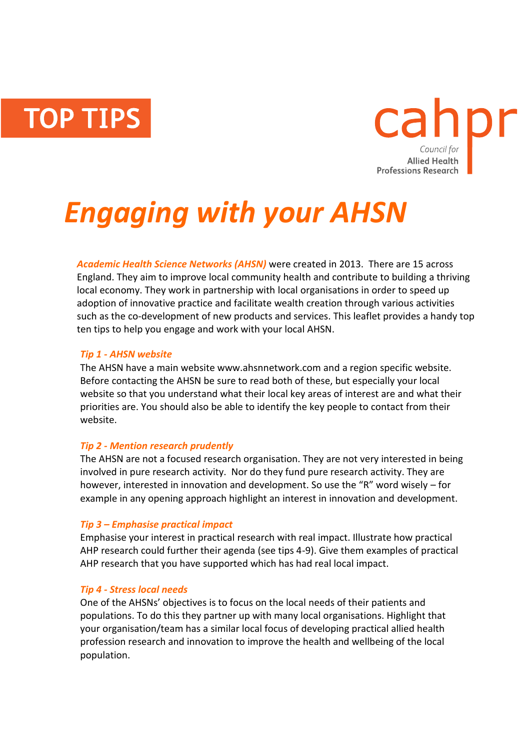TOP TIPS

cahpr
Council for
Allied Health
Professions Research

# *Engaging with your AHSN*

***Academic Health Science Networks (AHSN)*** were created in 2013. There are 15 across England. They aim to improve local community health and contribute to building a thriving local economy. They work in partnership with local organisations in order to speed up adoption of innovative practice and facilitate wealth creation through various activities such as the co-development of new products and services. This leaflet provides a handy top ten tips to help you engage and work with your local AHSN.

### *Tip 1 - AHSN website*

The AHSN have a main website www.ahsnnetwork.com and a region specific website. Before contacting the AHSN be sure to read both of these, but especially your local website so that you understand what their local key areas of interest are and what their priorities are. You should also be able to identify the key people to contact from their website.

### *Tip 2 - Mention research prudently*

The AHSN are not a focused research organisation. They are not very interested in being involved in pure research activity. Nor do they fund pure research activity. They are however, interested in innovation and development. So use the "R" word wisely – for example in any opening approach highlight an interest in innovation and development.

### *Tip 3 – Emphasise practical impact*

Emphasise your interest in practical research with real impact. Illustrate how practical AHP research could further their agenda (see tips 4-9). Give them examples of practical AHP research that you have supported which has had real local impact.

### *Tip 4 - Stress local needs*

One of the AHSNs' objectives is to focus on the local needs of their patients and populations. To do this they partner up with many local organisations. Highlight that your organisation/team has a similar local focus of developing practical allied health profession research and innovation to improve the health and wellbeing of the local population.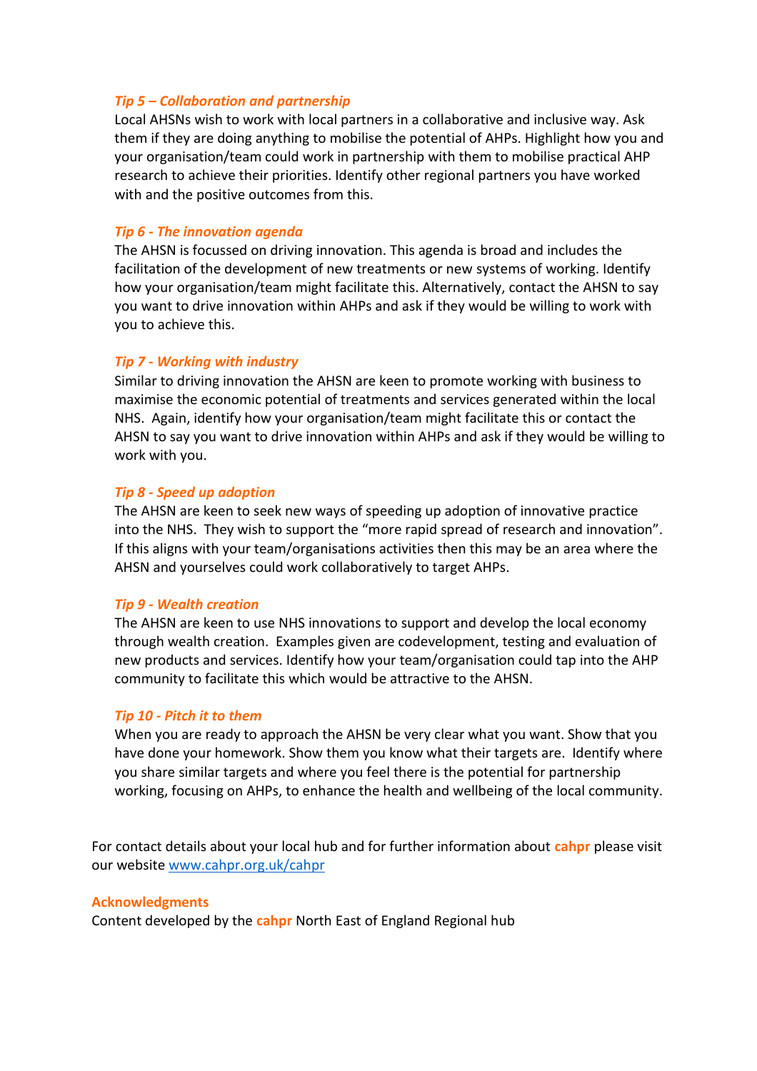***Tip 5 – Collaboration and partnership***

Local AHSNs wish to work with local partners in a collaborative and inclusive way. Ask them if they are doing anything to mobilise the potential of AHPs. Highlight how you and your organisation/team could work in partnership with them to mobilise practical AHP research to achieve their priorities. Identify other regional partners you have worked with and the positive outcomes from this.

***Tip 6 - The innovation agenda***

The AHSN is focussed on driving innovation. This agenda is broad and includes the facilitation of the development of new treatments or new systems of working. Identify how your organisation/team might facilitate this. Alternatively, contact the AHSN to say you want to drive innovation within AHPs and ask if they would be willing to work with you to achieve this.

***Tip 7 - Working with industry***

Similar to driving innovation the AHSN are keen to promote working with business to maximise the economic potential of treatments and services generated within the local NHS. Again, identify how your organisation/team might facilitate this or contact the AHSN to say you want to drive innovation within AHPs and ask if they would be willing to work with you.

***Tip 8 - Speed up adoption***

The AHSN are keen to seek new ways of speeding up adoption of innovative practice into the NHS. They wish to support the "more rapid spread of research and innovation". If this aligns with your team/organisations activities then this may be an area where the AHSN and yourselves could work collaboratively to target AHPs.

***Tip 9 - Wealth creation***

The AHSN are keen to use NHS innovations to support and develop the local economy through wealth creation. Examples given are codevelopment, testing and evaluation of new products and services. Identify how your team/organisation could tap into the AHP community to facilitate this which would be attractive to the AHSN.

***Tip 10 - Pitch it to them***

When you are ready to approach the AHSN be very clear what you want. Show that you have done your homework. Show them you know what their targets are. Identify where you share similar targets and where you feel there is the potential for partnership working, focusing on AHPs, to enhance the health and wellbeing of the local community.

For contact details about your local hub and for further information about **cahpr** please visit our website [www.cahpr.org.uk/cahpr](www.cahpr.org.uk/cahpr)

**Acknowledgments**

Content developed by the **cahpr** North East of England Regional hub